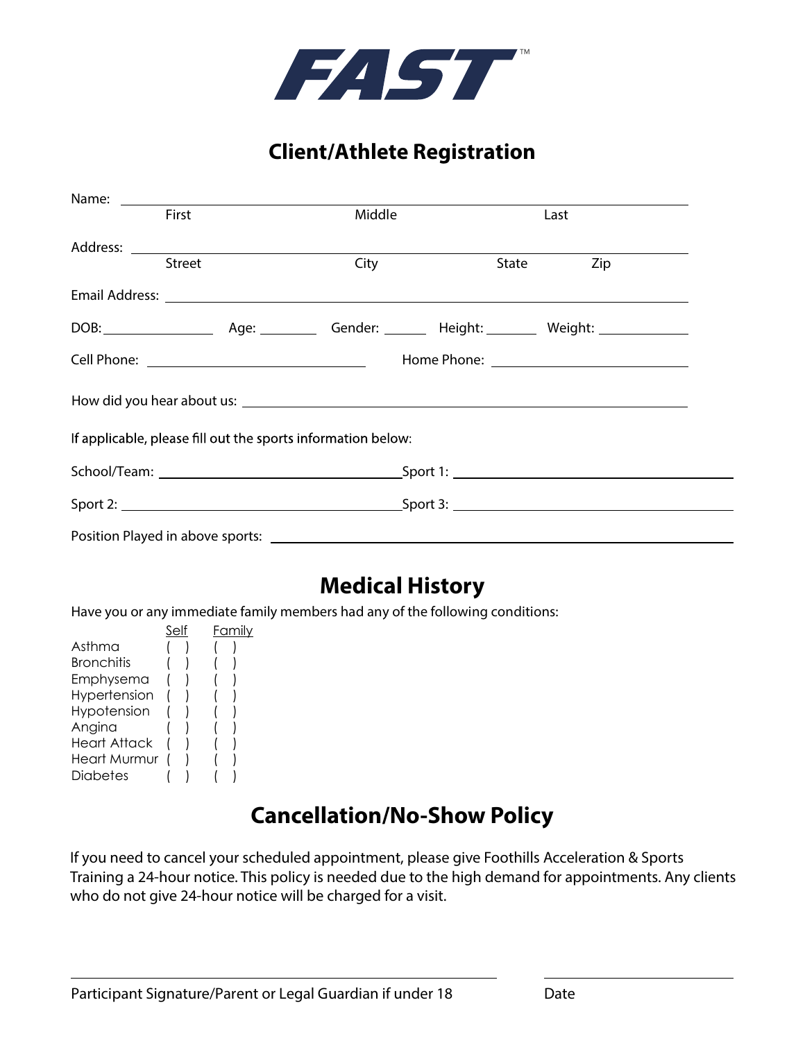# FAST™

## Client/Athlete Registration

Name: ______________________________________________
First Middle Last

Address: ______________________________________________
Street City State Zip

Email Address: ______________________________________________

DOB: ____________ Age: ________ Gender: ______ Height: _______ Weight: ___________

Cell Phone: ______________________ Home Phone: ______________________

How did you hear about us: ______________________________________________

If applicable, please fill out the sports information below:

School/Team: ______________________ Sport 1: ______________________

Sport 2: ______________________ Sport 3: ______________________

Position Played in above sports: ______________________________________________

## Medical History

Have you or any immediate family members had any of the following conditions:

| | Self | Family |
|---|---|---|
| Asthma | ( ) | ( ) |
| Bronchitis | ( ) | ( ) |
| Emphysema | ( ) | ( ) |
| Hypertension | ( ) | ( ) |
| Hypotension | ( ) | ( ) |
| Angina | ( ) | ( ) |
| Heart Attack | ( ) | ( ) |
| Heart Murmur | ( ) | ( ) |
| Diabetes | ( ) | ( ) |

## Cancellation/No-Show Policy

If you need to cancel your scheduled appointment, please give Foothills Acceleration & Sports Training a 24-hour notice. This policy is needed due to the high demand for appointments. Any clients who do not give 24-hour notice will be charged for a visit.

______________________________________________ ______________________

Participant Signature/Parent or Legal Guardian if under 18 Date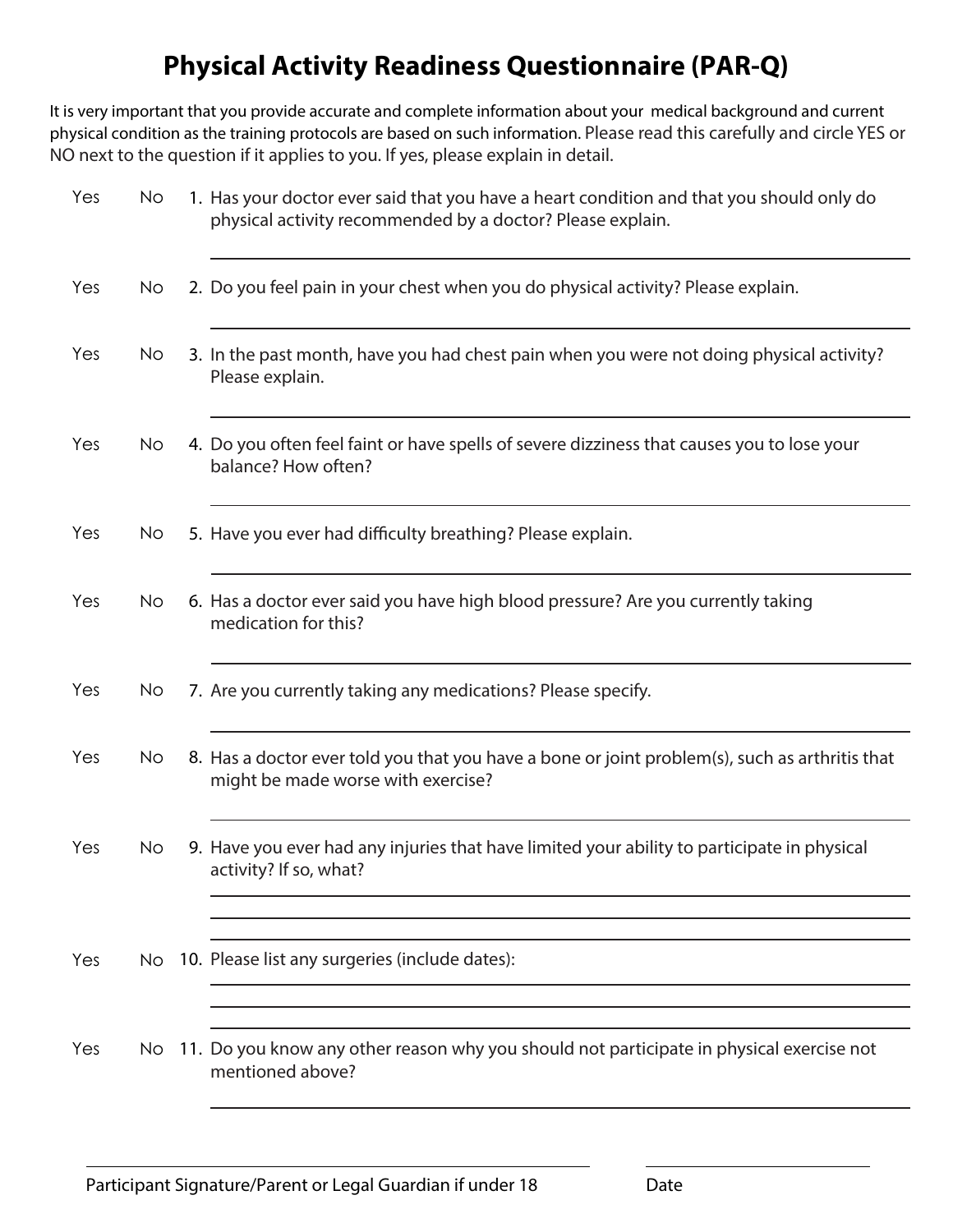# Physical Activity Readiness Questionnaire (PAR-Q)

It is very important that you provide accurate and complete information about your medical background and current physical condition as the training protocols are based on such information. Please read this carefully and circle YES or NO next to the question if it applies to you. If yes, please explain in detail.

Yes No 1. Has your doctor ever said that you have a heart condition and that you should only do physical activity recommended by a doctor? Please explain.

\_\_\_\_\_\_\_\_\_\_\_\_\_\_\_\_\_\_\_\_\_\_\_\_\_\_\_\_\_\_\_\_\_\_\_\_\_\_\_\_\_\_\_\_

Yes No 2. Do you feel pain in your chest when you do physical activity? Please explain.

\_\_\_\_\_\_\_\_\_\_\_\_\_\_\_\_\_\_\_\_\_\_\_\_\_\_\_\_\_\_\_\_\_\_\_\_\_\_\_\_\_\_\_\_

Yes No 3. In the past month, have you had chest pain when you were not doing physical activity? Please explain.

\_\_\_\_\_\_\_\_\_\_\_\_\_\_\_\_\_\_\_\_\_\_\_\_\_\_\_\_\_\_\_\_\_\_\_\_\_\_\_\_\_\_\_\_

Yes No 4. Do you often feel faint or have spells of severe dizziness that causes you to lose your balance? How often?

\_\_\_\_\_\_\_\_\_\_\_\_\_\_\_\_\_\_\_\_\_\_\_\_\_\_\_\_\_\_\_\_\_\_\_\_\_\_\_\_\_\_\_\_

Yes No 5. Have you ever had difficulty breathing? Please explain.

\_\_\_\_\_\_\_\_\_\_\_\_\_\_\_\_\_\_\_\_\_\_\_\_\_\_\_\_\_\_\_\_\_\_\_\_\_\_\_\_\_\_\_\_

Yes No 6. Has a doctor ever said you have high blood pressure? Are you currently taking medication for this?

\_\_\_\_\_\_\_\_\_\_\_\_\_\_\_\_\_\_\_\_\_\_\_\_\_\_\_\_\_\_\_\_\_\_\_\_\_\_\_\_\_\_\_\_

Yes No 7. Are you currently taking any medications? Please specify.

\_\_\_\_\_\_\_\_\_\_\_\_\_\_\_\_\_\_\_\_\_\_\_\_\_\_\_\_\_\_\_\_\_\_\_\_\_\_\_\_\_\_\_\_

Yes No 8. Has a doctor ever told you that you have a bone or joint problem(s), such as arthritis that might be made worse with exercise?

\_\_\_\_\_\_\_\_\_\_\_\_\_\_\_\_\_\_\_\_\_\_\_\_\_\_\_\_\_\_\_\_\_\_\_\_\_\_\_\_\_\_\_\_

Yes No 9. Have you ever had any injuries that have limited your ability to participate in physical activity? If so, what?

\_\_\_\_\_\_\_\_\_\_\_\_\_\_\_\_\_\_\_\_\_\_\_\_\_\_\_\_\_\_\_\_\_\_\_\_\_\_\_\_\_\_\_\_

\_\_\_\_\_\_\_\_\_\_\_\_\_\_\_\_\_\_\_\_\_\_\_\_\_\_\_\_\_\_\_\_\_\_\_\_\_\_\_\_\_\_\_\_

\_\_\_\_\_\_\_\_\_\_\_\_\_\_\_\_\_\_\_\_\_\_\_\_\_\_\_\_\_\_\_\_\_\_\_\_\_\_\_\_\_\_\_\_

Yes No 10. Please list any surgeries (include dates):

\_\_\_\_\_\_\_\_\_\_\_\_\_\_\_\_\_\_\_\_\_\_\_\_\_\_\_\_\_\_\_\_\_\_\_\_\_\_\_\_\_\_\_\_

\_\_\_\_\_\_\_\_\_\_\_\_\_\_\_\_\_\_\_\_\_\_\_\_\_\_\_\_\_\_\_\_\_\_\_\_\_\_\_\_\_\_\_\_

\_\_\_\_\_\_\_\_\_\_\_\_\_\_\_\_\_\_\_\_\_\_\_\_\_\_\_\_\_\_\_\_\_\_\_\_\_\_\_\_\_\_\_\_

Yes No 11. Do you know any other reason why you should not participate in physical exercise not mentioned above?

\_\_\_\_\_\_\_\_\_\_\_\_\_\_\_\_\_\_\_\_\_\_\_\_\_\_\_\_\_\_\_\_\_\_\_\_\_\_\_\_\_\_\_\_

\_\_\_\_\_\_\_\_\_\_\_\_\_\_\_\_\_\_\_\_\_\_\_\_\_\_\_\_\_\_\_\_ \_\_\_\_\_\_\_\_\_\_\_\_\_\_\_\_

Participant Signature/Parent or Legal Guardian if under 18 Date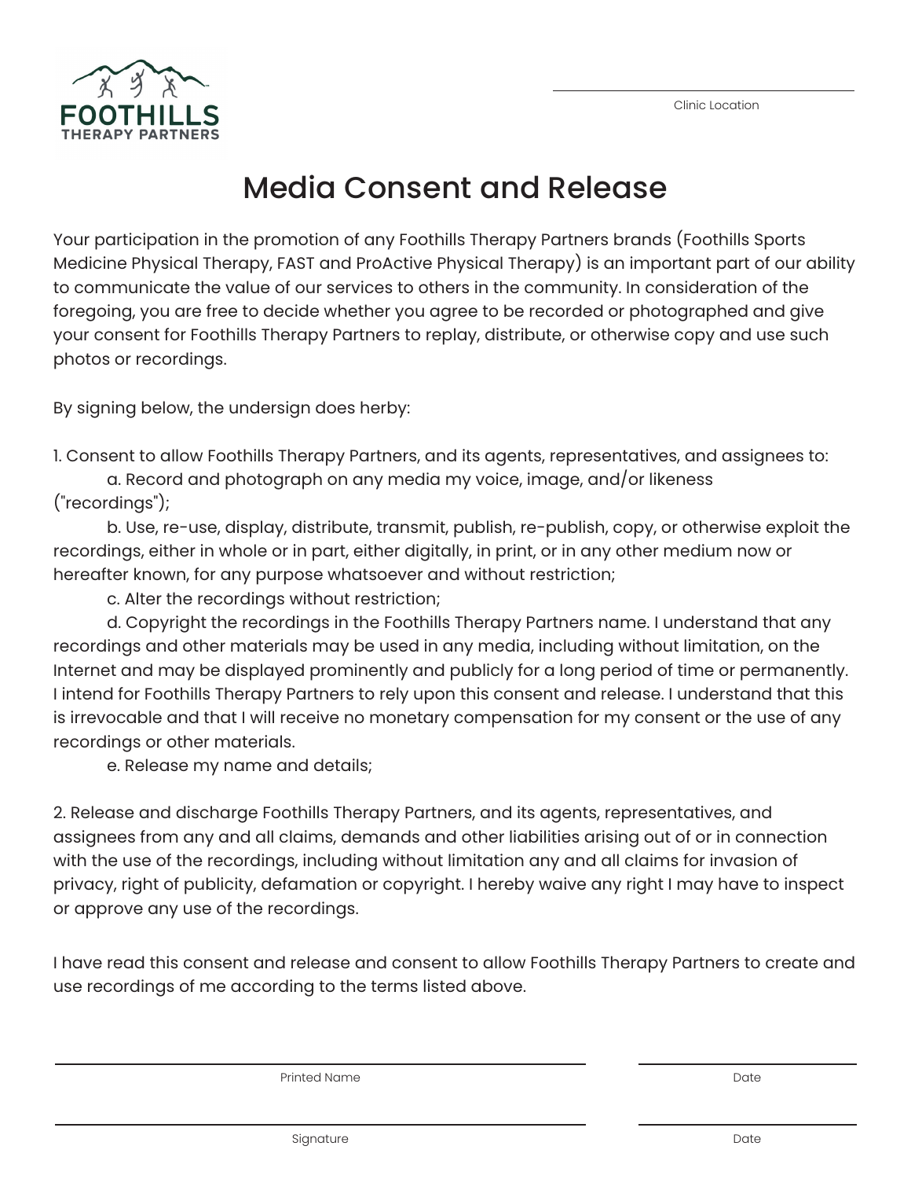FOOTHILLS THERAPY PARTNERS

Clinic Location

# Media Consent and Release

Your participation in the promotion of any Foothills Therapy Partners brands (Foothills Sports Medicine Physical Therapy, FAST and ProActive Physical Therapy) is an important part of our ability to communicate the value of our services to others in the community. In consideration of the foregoing, you are free to decide whether you agree to be recorded or photographed and give your consent for Foothills Therapy Partners to replay, distribute, or otherwise copy and use such photos or recordings.

By signing below, the undersign does herby:

1. Consent to allow Foothills Therapy Partners, and its agents, representatives, and assignees to:
   a. Record and photograph on any media my voice, image, and/or likeness ("recordings");
   b. Use, re-use, display, distribute, transmit, publish, re-publish, copy, or otherwise exploit the recordings, either in whole or in part, either digitally, in print, or in any other medium now or hereafter known, for any purpose whatsoever and without restriction;
   c. Alter the recordings without restriction;
   d. Copyright the recordings in the Foothills Therapy Partners name. I understand that any recordings and other materials may be used in any media, including without limitation, on the Internet and may be displayed prominently and publicly for a long period of time or permanently. I intend for Foothills Therapy Partners to rely upon this consent and release. I understand that this is irrevocable and that I will receive no monetary compensation for my consent or the use of any recordings or other materials.
   e. Release my name and details;

2. Release and discharge Foothills Therapy Partners, and its agents, representatives, and assignees from any and all claims, demands and other liabilities arising out of or in connection with the use of the recordings, including without limitation any and all claims for invasion of privacy, right of publicity, defamation or copyright. I hereby waive any right I may have to inspect or approve any use of the recordings.

I have read this consent and release and consent to allow Foothills Therapy Partners to create and use recordings of me according to the terms listed above.

Printed Name ______________________ Date ____________

Signature ______________________ Date ____________